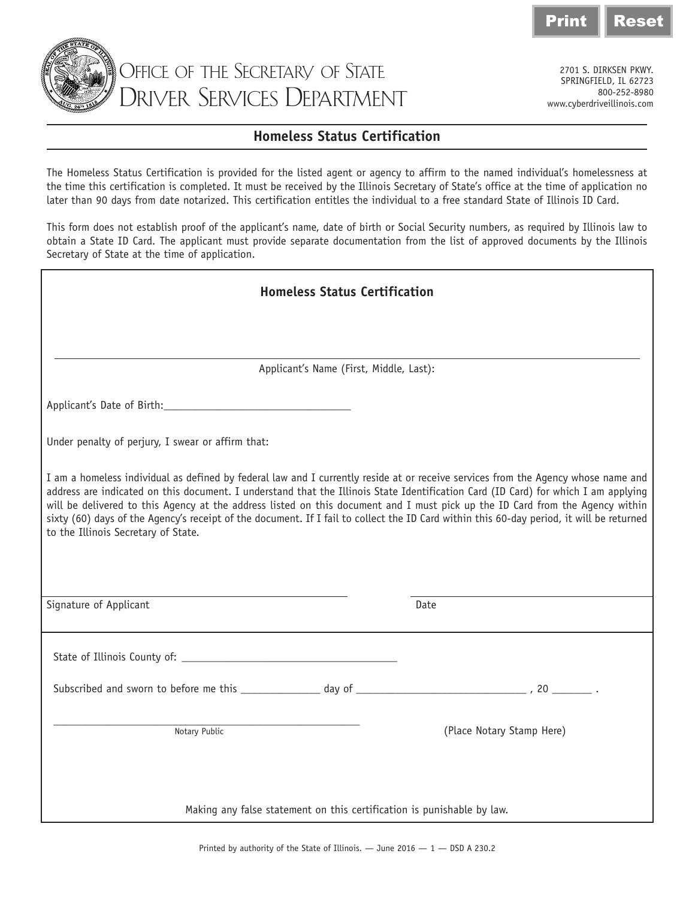Print Reset

# Office of the Secretary of State
## Driver Services Department

2701 S. DIRKSEN PKWY.
SPRINGFIELD, IL 62723
800-252-8980
www.cyberdriveillinois.com

## Homeless Status Certification

The Homeless Status Certification is provided for the listed agent or agency to affirm to the named individual's homelessness at the time this certification is completed. It must be received by the Illinois Secretary of State's office at the time of application no later than 90 days from date notarized. This certification entitles the individual to a free standard State of Illinois ID Card.

This form does not establish proof of the applicant's name, date of birth or Social Security numbers, as required by Illinois law to obtain a State ID Card. The applicant must provide separate documentation from the list of approved documents by the Illinois Secretary of State at the time of application.

### Homeless Status Certification

_______________________________________________

Applicant's Name (First, Middle, Last):

Applicant's Date of Birth:_________________________________

Under penalty of perjury, I swear or affirm that:

I am a homeless individual as defined by federal law and I currently reside at or receive services from the Agency whose name and address are indicated on this document. I understand that the Illinois State Identification Card (ID Card) for which I am applying will be delivered to this Agency at the address listed on this document and I must pick up the ID Card from the Agency within sixty (60) days of the Agency's receipt of the document. If I fail to collect the ID Card within this 60-day period, it will be returned to the Illinois Secretary of State.

_______________________________ _______________________________

Signature of Applicant Date

State of Illinois County of: _____________________________________

Subscribed and sworn to before me this _____________ day of ____________________________ , 20 _______ .

_______________________________________________

Notary Public

(Place Notary Stamp Here)

Making any false statement on this certification is punishable by law.

Printed by authority of the State of Illinois. — June 2016 — 1 — DSD A 230.2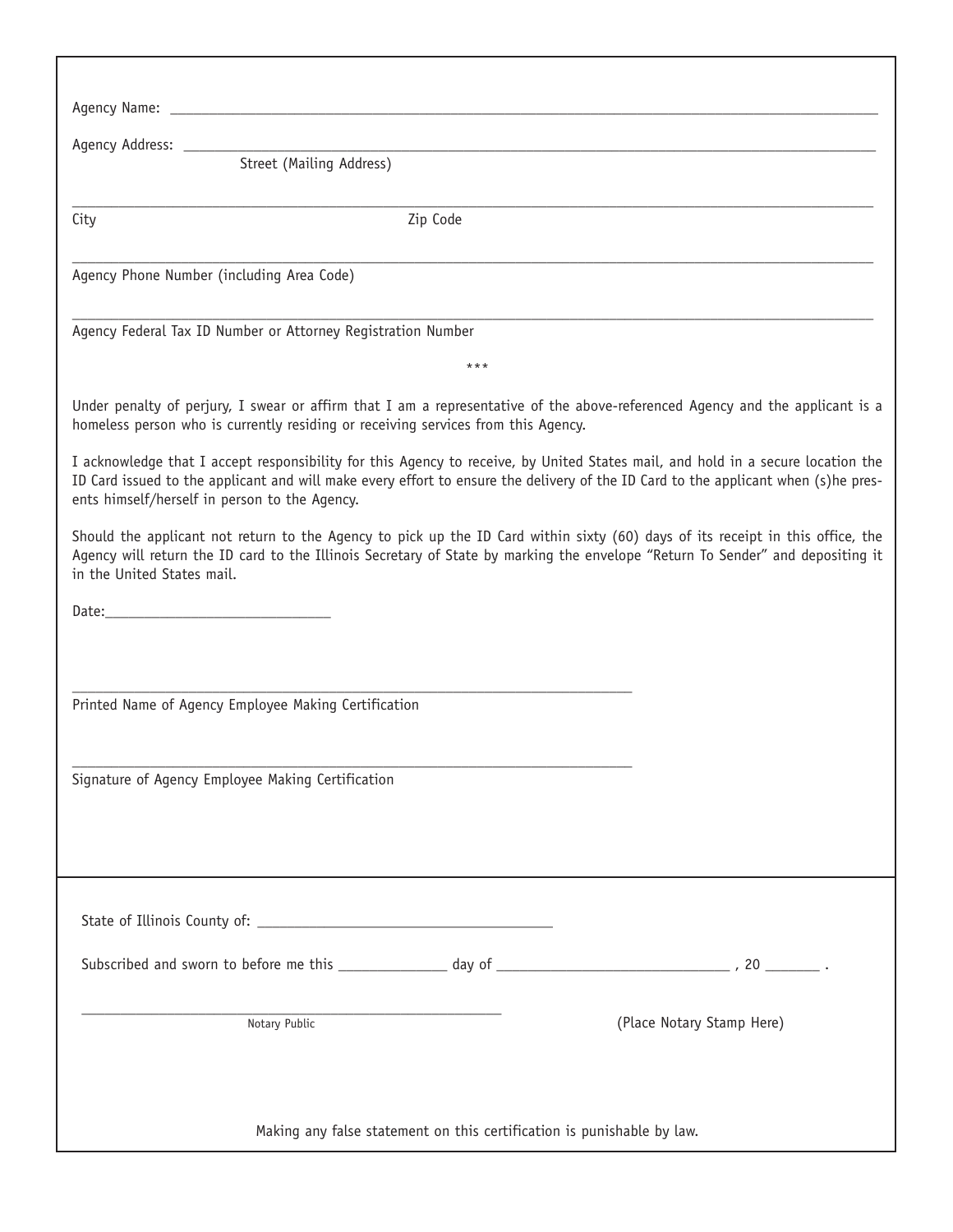Agency Name: ______________________________________________________________________________

Agency Address: ____________________________________________________________________________
Street (Mailing Address)

_________________________________________________________________________________________
City Zip Code

_________________________________________________________________________________________
Agency Phone Number (including Area Code)

_________________________________________________________________________________________
Agency Federal Tax ID Number or Attorney Registration Number

***

Under penalty of perjury, I swear or affirm that I am a representative of the above-referenced Agency and the applicant is a homeless person who is currently residing or receiving services from this Agency.

I acknowledge that I accept responsibility for this Agency to receive, by United States mail, and hold in a secure location the ID Card issued to the applicant and will make every effort to ensure the delivery of the ID Card to the applicant when (s)he presents himself/herself in person to the Agency.

Should the applicant not return to the Agency to pick up the ID Card within sixty (60) days of its receipt in this office, the Agency will return the ID card to the Illinois Secretary of State by marking the envelope "Return To Sender" and depositing it in the United States mail.

Date:_____________________________

_____________________________________________________________________
Printed Name of Agency Employee Making Certification

_____________________________________________________________________
Signature of Agency Employee Making Certification

State of Illinois County of: ____________________________________

Subscribed and sworn to before me this ______________ day of ______________________________ , 20 _______ .

___________________________________________________
Notary Public

(Place Notary Stamp Here)

Making any false statement on this certification is punishable by law.